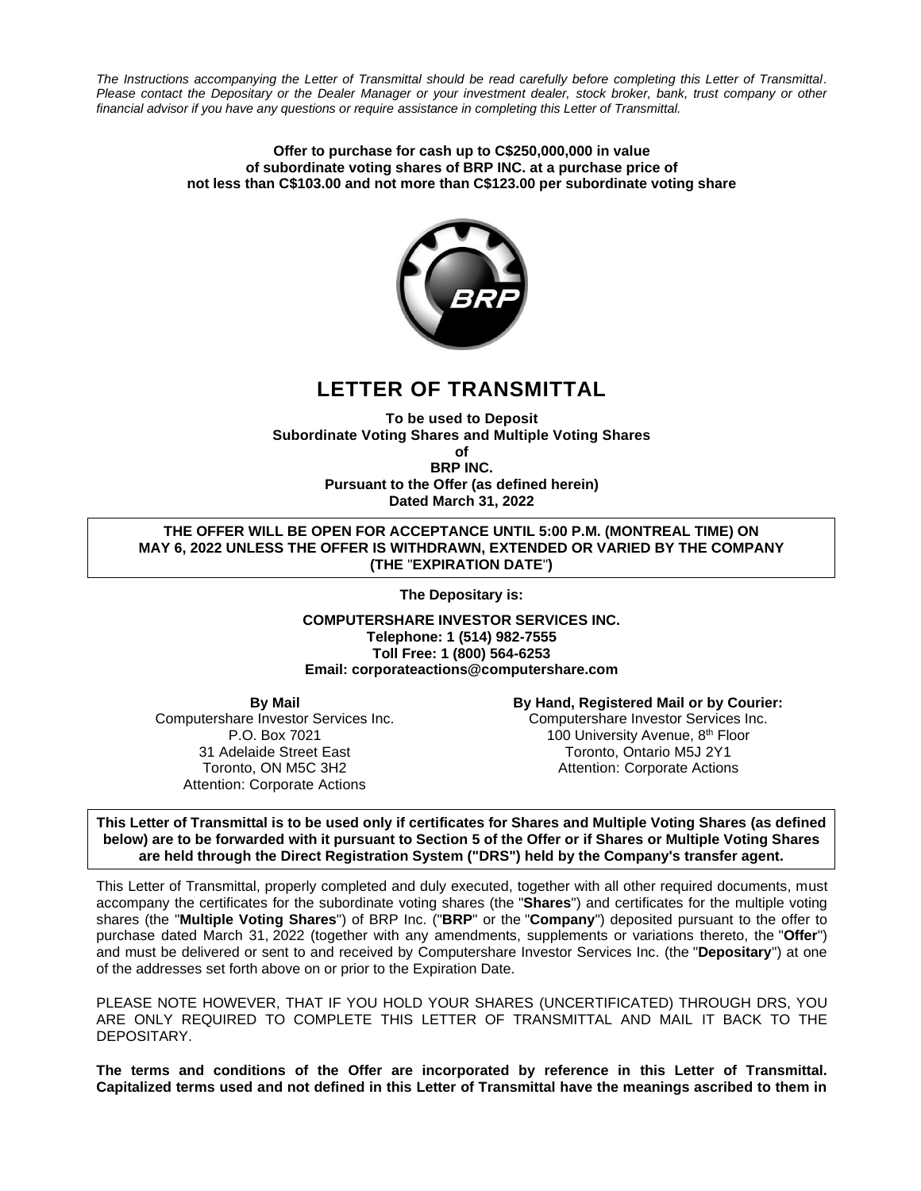*The Instructions accompanying the Letter of Transmittal should be read carefully before completing this Letter of Transmittal. Please contact the Depositary or the Dealer Manager or your investment dealer, stock broker, bank, trust company or other financial advisor if you have any questions or require assistance in completing this Letter of Transmittal.*

**Offer to purchase for cash up to C$250,000,000 in value of subordinate voting shares of BRP INC. at a purchase price of not less than C$103.00 and not more than C$123.00 per subordinate voting share**

# LETTER OF TRANSMITTAL

**To be used to Deposit**
**Subordinate Voting Shares and Multiple Voting Shares**
**of**
**BRP INC.**
**Pursuant to the Offer (as defined herein)**
**Dated March 31, 2022**

**THE OFFER WILL BE OPEN FOR ACCEPTANCE UNTIL 5:00 P.M. (MONTREAL TIME) ON MAY 6, 2022 UNLESS THE OFFER IS WITHDRAWN, EXTENDED OR VARIED BY THE COMPANY (THE "EXPIRATION DATE")**

**The Depositary is:**

**COMPUTERSHARE INVESTOR SERVICES INC.**
**Telephone: 1 (514) 982-7555**
**Toll Free: 1 (800) 564-6253**
**Email: corporateactions@computershare.com**

**By Mail**
Computershare Investor Services Inc.
P.O. Box 7021
31 Adelaide Street East
Toronto, ON M5C 3H2
Attention: Corporate Actions

**By Hand, Registered Mail or by Courier:**
Computershare Investor Services Inc.
100 University Avenue, 8th Floor
Toronto, Ontario M5J 2Y1
Attention: Corporate Actions

**This Letter of Transmittal is to be used only if certificates for Shares and Multiple Voting Shares (as defined below) are to be forwarded with it pursuant to Section 5 of the Offer or if Shares or Multiple Voting Shares are held through the Direct Registration System ("DRS") held by the Company's transfer agent.**

This Letter of Transmittal, properly completed and duly executed, together with all other required documents, must accompany the certificates for the subordinate voting shares (the "**Shares**") and certificates for the multiple voting shares (the "**Multiple Voting Shares**") of BRP Inc. ("**BRP**" or the "**Company**") deposited pursuant to the offer to purchase dated March 31, 2022 (together with any amendments, supplements or variations thereto, the "**Offer**") and must be delivered or sent to and received by Computershare Investor Services Inc. (the "**Depositary**") at one of the addresses set forth above on or prior to the Expiration Date.

PLEASE NOTE HOWEVER, THAT IF YOU HOLD YOUR SHARES (UNCERTIFICATED) THROUGH DRS, YOU ARE ONLY REQUIRED TO COMPLETE THIS LETTER OF TRANSMITTAL AND MAIL IT BACK TO THE DEPOSITARY.

**The terms and conditions of the Offer are incorporated by reference in this Letter of Transmittal. Capitalized terms used and not defined in this Letter of Transmittal have the meanings ascribed to them in**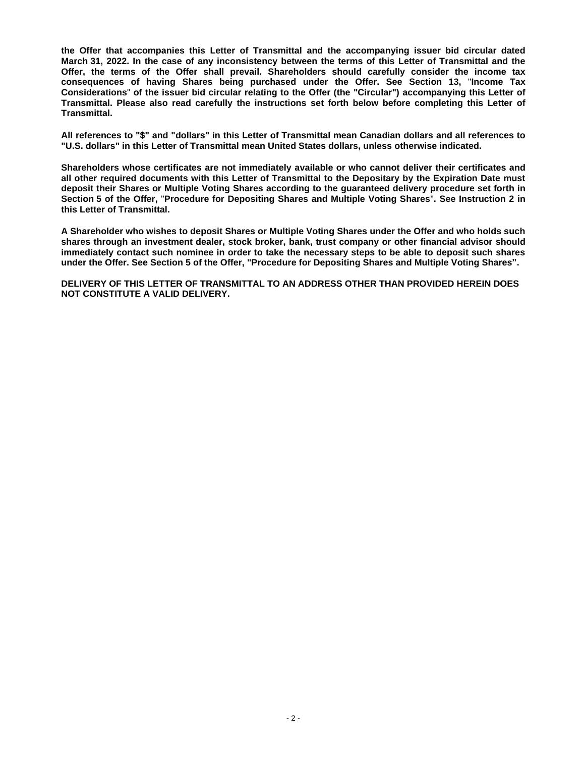**the Offer that accompanies this Letter of Transmittal and the accompanying issuer bid circular dated March 31, 2022. In the case of any inconsistency between the terms of this Letter of Transmittal and the Offer, the terms of the Offer shall prevail. Shareholders should carefully consider the income tax consequences of having Shares being purchased under the Offer. See Section 13, "Income Tax Considerations" of the issuer bid circular relating to the Offer (the "Circular") accompanying this Letter of Transmittal. Please also read carefully the instructions set forth below before completing this Letter of Transmittal.**

**All references to "$" and "dollars" in this Letter of Transmittal mean Canadian dollars and all references to "U.S. dollars" in this Letter of Transmittal mean United States dollars, unless otherwise indicated.**

**Shareholders whose certificates are not immediately available or who cannot deliver their certificates and all other required documents with this Letter of Transmittal to the Depositary by the Expiration Date must deposit their Shares or Multiple Voting Shares according to the guaranteed delivery procedure set forth in Section 5 of the Offer, "Procedure for Depositing Shares and Multiple Voting Shares". See Instruction 2 in this Letter of Transmittal.**

**A Shareholder who wishes to deposit Shares or Multiple Voting Shares under the Offer and who holds such shares through an investment dealer, stock broker, bank, trust company or other financial advisor should immediately contact such nominee in order to take the necessary steps to be able to deposit such shares under the Offer. See Section 5 of the Offer, "Procedure for Depositing Shares and Multiple Voting Shares".**

**DELIVERY OF THIS LETTER OF TRANSMITTAL TO AN ADDRESS OTHER THAN PROVIDED HEREIN DOES NOT CONSTITUTE A VALID DELIVERY.**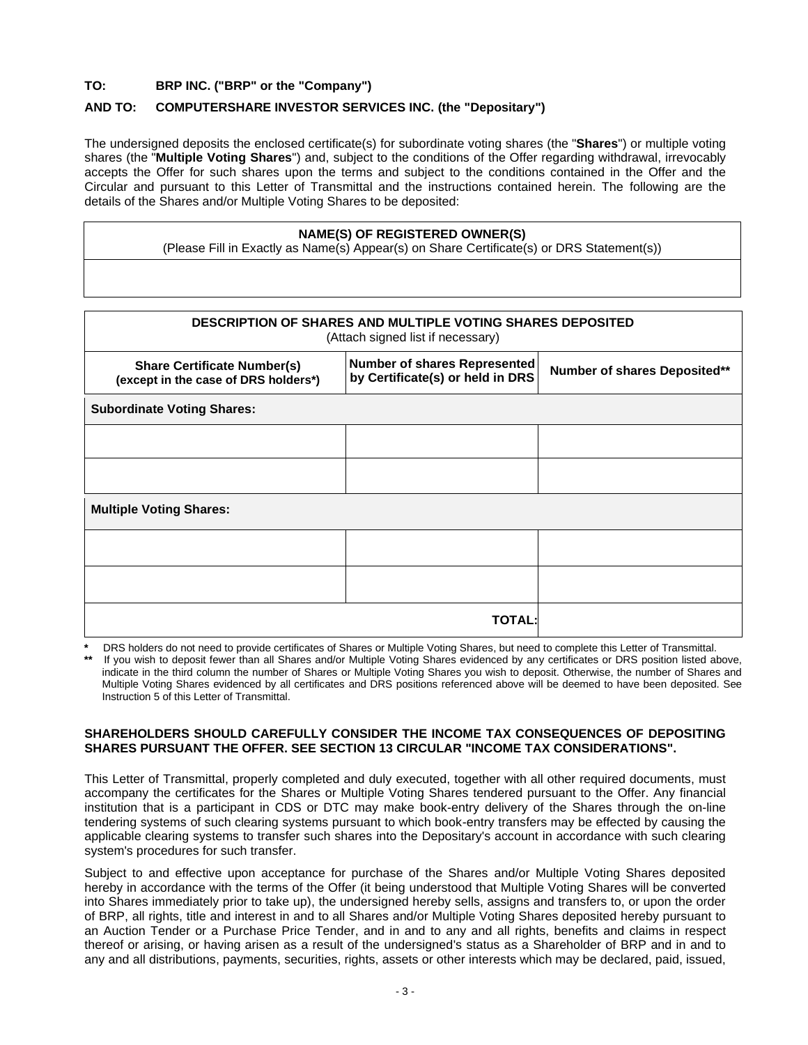**TO: BRP INC. ("BRP" or the "Company")**

**AND TO: COMPUTERSHARE INVESTOR SERVICES INC. (the "Depositary")**

The undersigned deposits the enclosed certificate(s) for subordinate voting shares (the "**Shares**") or multiple voting shares (the "**Multiple Voting Shares**") and, subject to the conditions of the Offer regarding withdrawal, irrevocably accepts the Offer for such shares upon the terms and subject to the conditions contained in the Offer and the Circular and pursuant to this Letter of Transmittal and the instructions contained herein. The following are the details of the Shares and/or Multiple Voting Shares to be deposited:

| **NAME(S) OF REGISTERED OWNER(S)**<br>(Please Fill in Exactly as Name(s) Appear(s) on Share Certificate(s) or DRS Statement(s)) |
|---|
| |

| **DESCRIPTION OF SHARES AND MULTIPLE VOTING SHARES DEPOSITED**<br>(Attach signed list if necessary) | | |
|---|---|---|
| **Share Certificate Number(s) (except in the case of DRS holders*)** | **Number of shares Represented by Certificate(s) or held in DRS** | **Number of shares Deposited**** |
| **Subordinate Voting Shares:** | | |
| | | |
| | | |
| **Multiple Voting Shares:** | | |
| | | |
| | | |
| | **TOTAL:** | |

\* DRS holders do not need to provide certificates of Shares or Multiple Voting Shares, but need to complete this Letter of Transmittal.

** If you wish to deposit fewer than all Shares and/or Multiple Voting Shares evidenced by any certificates or DRS position listed above, indicate in the third column the number of Shares or Multiple Voting Shares you wish to deposit. Otherwise, the number of Shares and Multiple Voting Shares evidenced by all certificates and DRS positions referenced above will be deemed to have been deposited. See Instruction 5 of this Letter of Transmittal.

**SHAREHOLDERS SHOULD CAREFULLY CONSIDER THE INCOME TAX CONSEQUENCES OF DEPOSITING SHARES PURSUANT THE OFFER. SEE SECTION 13 CIRCULAR "INCOME TAX CONSIDERATIONS".**

This Letter of Transmittal, properly completed and duly executed, together with all other required documents, must accompany the certificates for the Shares or Multiple Voting Shares tendered pursuant to the Offer. Any financial institution that is a participant in CDS or DTC may make book-entry delivery of the Shares through the on-line tendering systems of such clearing systems pursuant to which book-entry transfers may be effected by causing the applicable clearing systems to transfer such shares into the Depositary's account in accordance with such clearing system's procedures for such transfer.

Subject to and effective upon acceptance for purchase of the Shares and/or Multiple Voting Shares deposited hereby in accordance with the terms of the Offer (it being understood that Multiple Voting Shares will be converted into Shares immediately prior to take up), the undersigned hereby sells, assigns and transfers to, or upon the order of BRP, all rights, title and interest in and to all Shares and/or Multiple Voting Shares deposited hereby pursuant to an Auction Tender or a Purchase Price Tender, and in and to any and all rights, benefits and claims in respect thereof or arising, or having arisen as a result of the undersigned's status as a Shareholder of BRP and in and to any and all distributions, payments, securities, rights, assets or other interests which may be declared, paid, issued,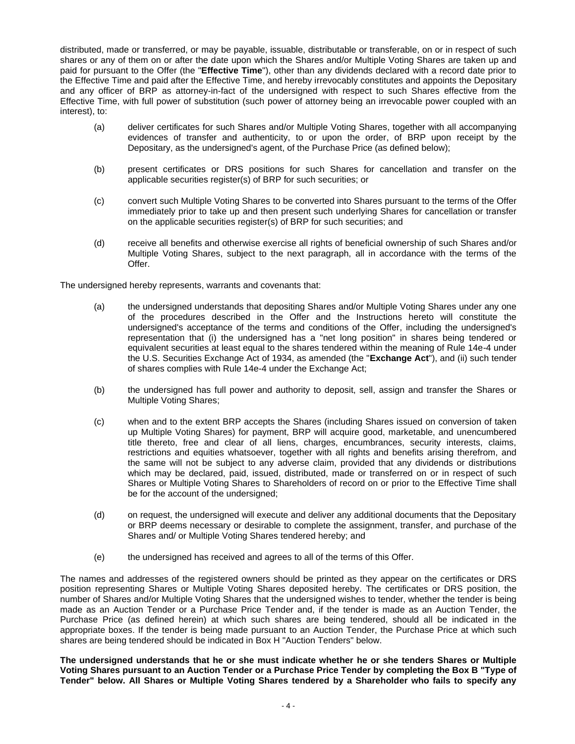distributed, made or transferred, or may be payable, issuable, distributable or transferable, on or in respect of such shares or any of them on or after the date upon which the Shares and/or Multiple Voting Shares are taken up and paid for pursuant to the Offer (the "**Effective Time**"), other than any dividends declared with a record date prior to the Effective Time and paid after the Effective Time, and hereby irrevocably constitutes and appoints the Depositary and any officer of BRP as attorney-in-fact of the undersigned with respect to such Shares effective from the Effective Time, with full power of substitution (such power of attorney being an irrevocable power coupled with an interest), to:

(a) deliver certificates for such Shares and/or Multiple Voting Shares, together with all accompanying evidences of transfer and authenticity, to or upon the order, of BRP upon receipt by the Depositary, as the undersigned's agent, of the Purchase Price (as defined below);

(b) present certificates or DRS positions for such Shares for cancellation and transfer on the applicable securities register(s) of BRP for such securities; or

(c) convert such Multiple Voting Shares to be converted into Shares pursuant to the terms of the Offer immediately prior to take up and then present such underlying Shares for cancellation or transfer on the applicable securities register(s) of BRP for such securities; and

(d) receive all benefits and otherwise exercise all rights of beneficial ownership of such Shares and/or Multiple Voting Shares, subject to the next paragraph, all in accordance with the terms of the Offer.

The undersigned hereby represents, warrants and covenants that:

(a) the undersigned understands that depositing Shares and/or Multiple Voting Shares under any one of the procedures described in the Offer and the Instructions hereto will constitute the undersigned's acceptance of the terms and conditions of the Offer, including the undersigned's representation that (i) the undersigned has a "net long position" in shares being tendered or equivalent securities at least equal to the shares tendered within the meaning of Rule 14e-4 under the U.S. Securities Exchange Act of 1934, as amended (the "**Exchange Act**"), and (ii) such tender of shares complies with Rule 14e-4 under the Exchange Act;

(b) the undersigned has full power and authority to deposit, sell, assign and transfer the Shares or Multiple Voting Shares;

(c) when and to the extent BRP accepts the Shares (including Shares issued on conversion of taken up Multiple Voting Shares) for payment, BRP will acquire good, marketable, and unencumbered title thereto, free and clear of all liens, charges, encumbrances, security interests, claims, restrictions and equities whatsoever, together with all rights and benefits arising therefrom, and the same will not be subject to any adverse claim, provided that any dividends or distributions which may be declared, paid, issued, distributed, made or transferred on or in respect of such Shares or Multiple Voting Shares to Shareholders of record on or prior to the Effective Time shall be for the account of the undersigned;

(d) on request, the undersigned will execute and deliver any additional documents that the Depositary or BRP deems necessary or desirable to complete the assignment, transfer, and purchase of the Shares and/ or Multiple Voting Shares tendered hereby; and

(e) the undersigned has received and agrees to all of the terms of this Offer.

The names and addresses of the registered owners should be printed as they appear on the certificates or DRS position representing Shares or Multiple Voting Shares deposited hereby. The certificates or DRS position, the number of Shares and/or Multiple Voting Shares that the undersigned wishes to tender, whether the tender is being made as an Auction Tender or a Purchase Price Tender and, if the tender is made as an Auction Tender, the Purchase Price (as defined herein) at which such shares are being tendered, should all be indicated in the appropriate boxes. If the tender is being made pursuant to an Auction Tender, the Purchase Price at which such shares are being tendered should be indicated in Box H "Auction Tenders" below.

**The undersigned understands that he or she must indicate whether he or she tenders Shares or Multiple Voting Shares pursuant to an Auction Tender or a Purchase Price Tender by completing the Box B "Type of Tender" below. All Shares or Multiple Voting Shares tendered by a Shareholder who fails to specify any**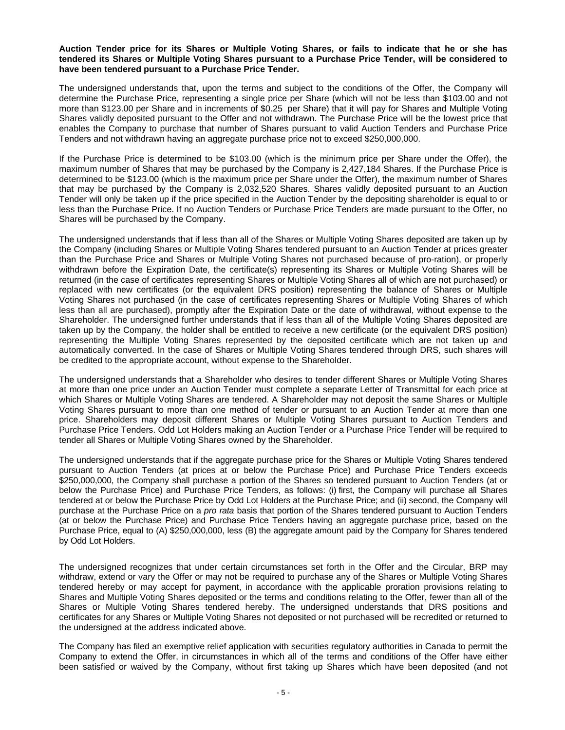**Auction Tender price for its Shares or Multiple Voting Shares, or fails to indicate that he or she has tendered its Shares or Multiple Voting Shares pursuant to a Purchase Price Tender, will be considered to have been tendered pursuant to a Purchase Price Tender.**

The undersigned understands that, upon the terms and subject to the conditions of the Offer, the Company will determine the Purchase Price, representing a single price per Share (which will not be less than $103.00 and not more than $123.00 per Share and in increments of $0.25 per Share) that it will pay for Shares and Multiple Voting Shares validly deposited pursuant to the Offer and not withdrawn. The Purchase Price will be the lowest price that enables the Company to purchase that number of Shares pursuant to valid Auction Tenders and Purchase Price Tenders and not withdrawn having an aggregate purchase price not to exceed $250,000,000.

If the Purchase Price is determined to be $103.00 (which is the minimum price per Share under the Offer), the maximum number of Shares that may be purchased by the Company is 2,427,184 Shares. If the Purchase Price is determined to be $123.00 (which is the maximum price per Share under the Offer), the maximum number of Shares that may be purchased by the Company is 2,032,520 Shares. Shares validly deposited pursuant to an Auction Tender will only be taken up if the price specified in the Auction Tender by the depositing shareholder is equal to or less than the Purchase Price. If no Auction Tenders or Purchase Price Tenders are made pursuant to the Offer, no Shares will be purchased by the Company.

The undersigned understands that if less than all of the Shares or Multiple Voting Shares deposited are taken up by the Company (including Shares or Multiple Voting Shares tendered pursuant to an Auction Tender at prices greater than the Purchase Price and Shares or Multiple Voting Shares not purchased because of pro-ration), or properly withdrawn before the Expiration Date, the certificate(s) representing its Shares or Multiple Voting Shares will be returned (in the case of certificates representing Shares or Multiple Voting Shares all of which are not purchased) or replaced with new certificates (or the equivalent DRS position) representing the balance of Shares or Multiple Voting Shares not purchased (in the case of certificates representing Shares or Multiple Voting Shares of which less than all are purchased), promptly after the Expiration Date or the date of withdrawal, without expense to the Shareholder. The undersigned further understands that if less than all of the Multiple Voting Shares deposited are taken up by the Company, the holder shall be entitled to receive a new certificate (or the equivalent DRS position) representing the Multiple Voting Shares represented by the deposited certificate which are not taken up and automatically converted. In the case of Shares or Multiple Voting Shares tendered through DRS, such shares will be credited to the appropriate account, without expense to the Shareholder.

The undersigned understands that a Shareholder who desires to tender different Shares or Multiple Voting Shares at more than one price under an Auction Tender must complete a separate Letter of Transmittal for each price at which Shares or Multiple Voting Shares are tendered. A Shareholder may not deposit the same Shares or Multiple Voting Shares pursuant to more than one method of tender or pursuant to an Auction Tender at more than one price. Shareholders may deposit different Shares or Multiple Voting Shares pursuant to Auction Tenders and Purchase Price Tenders. Odd Lot Holders making an Auction Tender or a Purchase Price Tender will be required to tender all Shares or Multiple Voting Shares owned by the Shareholder.

The undersigned understands that if the aggregate purchase price for the Shares or Multiple Voting Shares tendered pursuant to Auction Tenders (at prices at or below the Purchase Price) and Purchase Price Tenders exceeds $250,000,000, the Company shall purchase a portion of the Shares so tendered pursuant to Auction Tenders (at or below the Purchase Price) and Purchase Price Tenders, as follows: (i) first, the Company will purchase all Shares tendered at or below the Purchase Price by Odd Lot Holders at the Purchase Price; and (ii) second, the Company will purchase at the Purchase Price on a *pro rata* basis that portion of the Shares tendered pursuant to Auction Tenders (at or below the Purchase Price) and Purchase Price Tenders having an aggregate purchase price, based on the Purchase Price, equal to (A) $250,000,000, less (B) the aggregate amount paid by the Company for Shares tendered by Odd Lot Holders.

The undersigned recognizes that under certain circumstances set forth in the Offer and the Circular, BRP may withdraw, extend or vary the Offer or may not be required to purchase any of the Shares or Multiple Voting Shares tendered hereby or may accept for payment, in accordance with the applicable proration provisions relating to Shares and Multiple Voting Shares deposited or the terms and conditions relating to the Offer, fewer than all of the Shares or Multiple Voting Shares tendered hereby. The undersigned understands that DRS positions and certificates for any Shares or Multiple Voting Shares not deposited or not purchased will be recredited or returned to the undersigned at the address indicated above.

The Company has filed an exemptive relief application with securities regulatory authorities in Canada to permit the Company to extend the Offer, in circumstances in which all of the terms and conditions of the Offer have either been satisfied or waived by the Company, without first taking up Shares which have been deposited (and not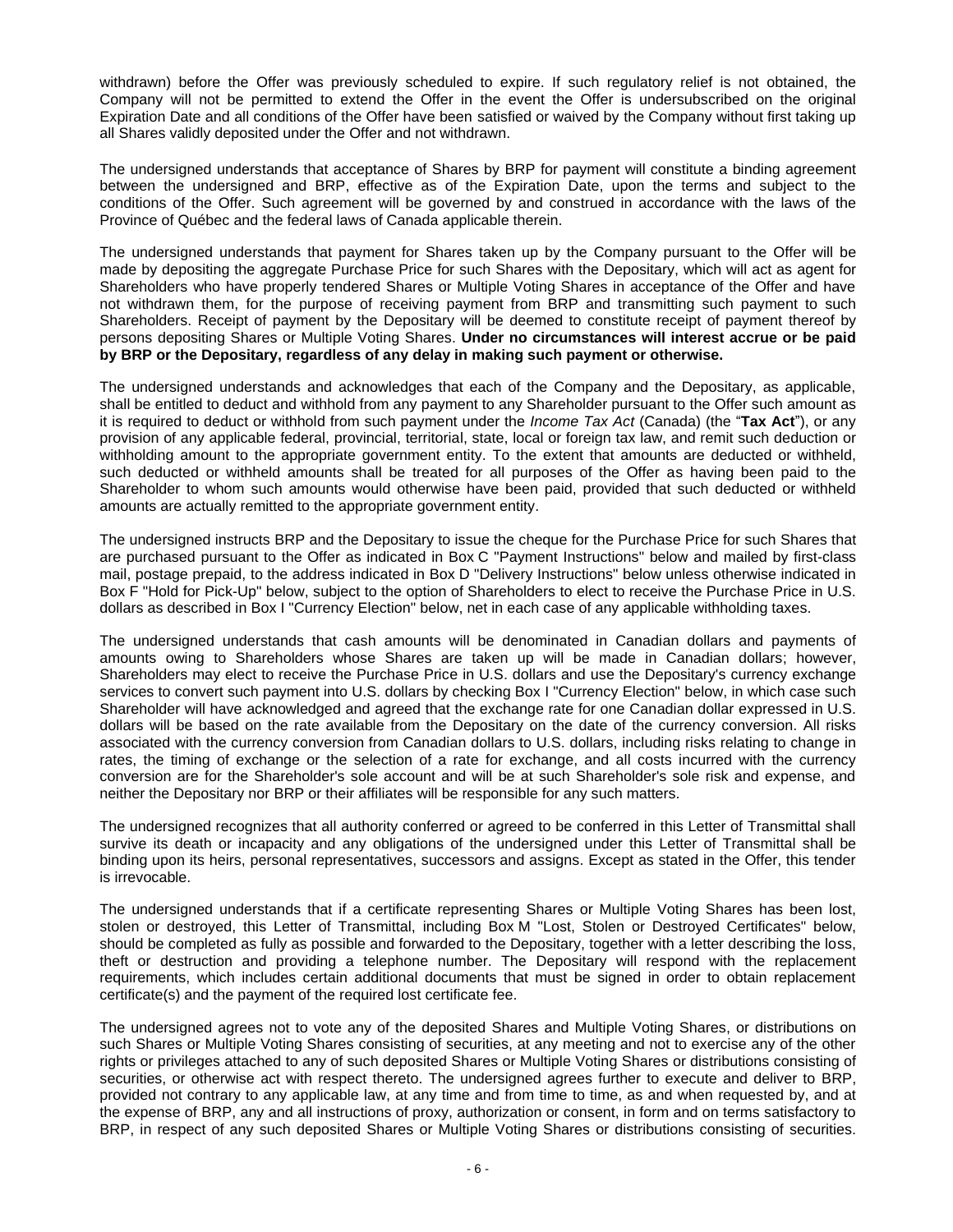withdrawn) before the Offer was previously scheduled to expire. If such regulatory relief is not obtained, the Company will not be permitted to extend the Offer in the event the Offer is undersubscribed on the original Expiration Date and all conditions of the Offer have been satisfied or waived by the Company without first taking up all Shares validly deposited under the Offer and not withdrawn.

The undersigned understands that acceptance of Shares by BRP for payment will constitute a binding agreement between the undersigned and BRP, effective as of the Expiration Date, upon the terms and subject to the conditions of the Offer. Such agreement will be governed by and construed in accordance with the laws of the Province of Québec and the federal laws of Canada applicable therein.

The undersigned understands that payment for Shares taken up by the Company pursuant to the Offer will be made by depositing the aggregate Purchase Price for such Shares with the Depositary, which will act as agent for Shareholders who have properly tendered Shares or Multiple Voting Shares in acceptance of the Offer and have not withdrawn them, for the purpose of receiving payment from BRP and transmitting such payment to such Shareholders. Receipt of payment by the Depositary will be deemed to constitute receipt of payment thereof by persons depositing Shares or Multiple Voting Shares. **Under no circumstances will interest accrue or be paid by BRP or the Depositary, regardless of any delay in making such payment or otherwise.**

The undersigned understands and acknowledges that each of the Company and the Depositary, as applicable, shall be entitled to deduct and withhold from any payment to any Shareholder pursuant to the Offer such amount as it is required to deduct or withhold from such payment under the *Income Tax Act* (Canada) (the "**Tax Act**"), or any provision of any applicable federal, provincial, territorial, state, local or foreign tax law, and remit such deduction or withholding amount to the appropriate government entity. To the extent that amounts are deducted or withheld, such deducted or withheld amounts shall be treated for all purposes of the Offer as having been paid to the Shareholder to whom such amounts would otherwise have been paid, provided that such deducted or withheld amounts are actually remitted to the appropriate government entity.

The undersigned instructs BRP and the Depositary to issue the cheque for the Purchase Price for such Shares that are purchased pursuant to the Offer as indicated in Box C "Payment Instructions" below and mailed by first-class mail, postage prepaid, to the address indicated in Box D "Delivery Instructions" below unless otherwise indicated in Box F "Hold for Pick-Up" below, subject to the option of Shareholders to elect to receive the Purchase Price in U.S. dollars as described in Box I "Currency Election" below, net in each case of any applicable withholding taxes.

The undersigned understands that cash amounts will be denominated in Canadian dollars and payments of amounts owing to Shareholders whose Shares are taken up will be made in Canadian dollars; however, Shareholders may elect to receive the Purchase Price in U.S. dollars and use the Depositary's currency exchange services to convert such payment into U.S. dollars by checking Box I "Currency Election" below, in which case such Shareholder will have acknowledged and agreed that the exchange rate for one Canadian dollar expressed in U.S. dollars will be based on the rate available from the Depositary on the date of the currency conversion. All risks associated with the currency conversion from Canadian dollars to U.S. dollars, including risks relating to change in rates, the timing of exchange or the selection of a rate for exchange, and all costs incurred with the currency conversion are for the Shareholder's sole account and will be at such Shareholder's sole risk and expense, and neither the Depositary nor BRP or their affiliates will be responsible for any such matters.

The undersigned recognizes that all authority conferred or agreed to be conferred in this Letter of Transmittal shall survive its death or incapacity and any obligations of the undersigned under this Letter of Transmittal shall be binding upon its heirs, personal representatives, successors and assigns. Except as stated in the Offer, this tender is irrevocable.

The undersigned understands that if a certificate representing Shares or Multiple Voting Shares has been lost, stolen or destroyed, this Letter of Transmittal, including Box M "Lost, Stolen or Destroyed Certificates" below, should be completed as fully as possible and forwarded to the Depositary, together with a letter describing the loss, theft or destruction and providing a telephone number. The Depositary will respond with the replacement requirements, which includes certain additional documents that must be signed in order to obtain replacement certificate(s) and the payment of the required lost certificate fee.

The undersigned agrees not to vote any of the deposited Shares and Multiple Voting Shares, or distributions on such Shares or Multiple Voting Shares consisting of securities, at any meeting and not to exercise any of the other rights or privileges attached to any of such deposited Shares or Multiple Voting Shares or distributions consisting of securities, or otherwise act with respect thereto. The undersigned agrees further to execute and deliver to BRP, provided not contrary to any applicable law, at any time and from time to time, as and when requested by, and at the expense of BRP, any and all instructions of proxy, authorization or consent, in form and on terms satisfactory to BRP, in respect of any such deposited Shares or Multiple Voting Shares or distributions consisting of securities.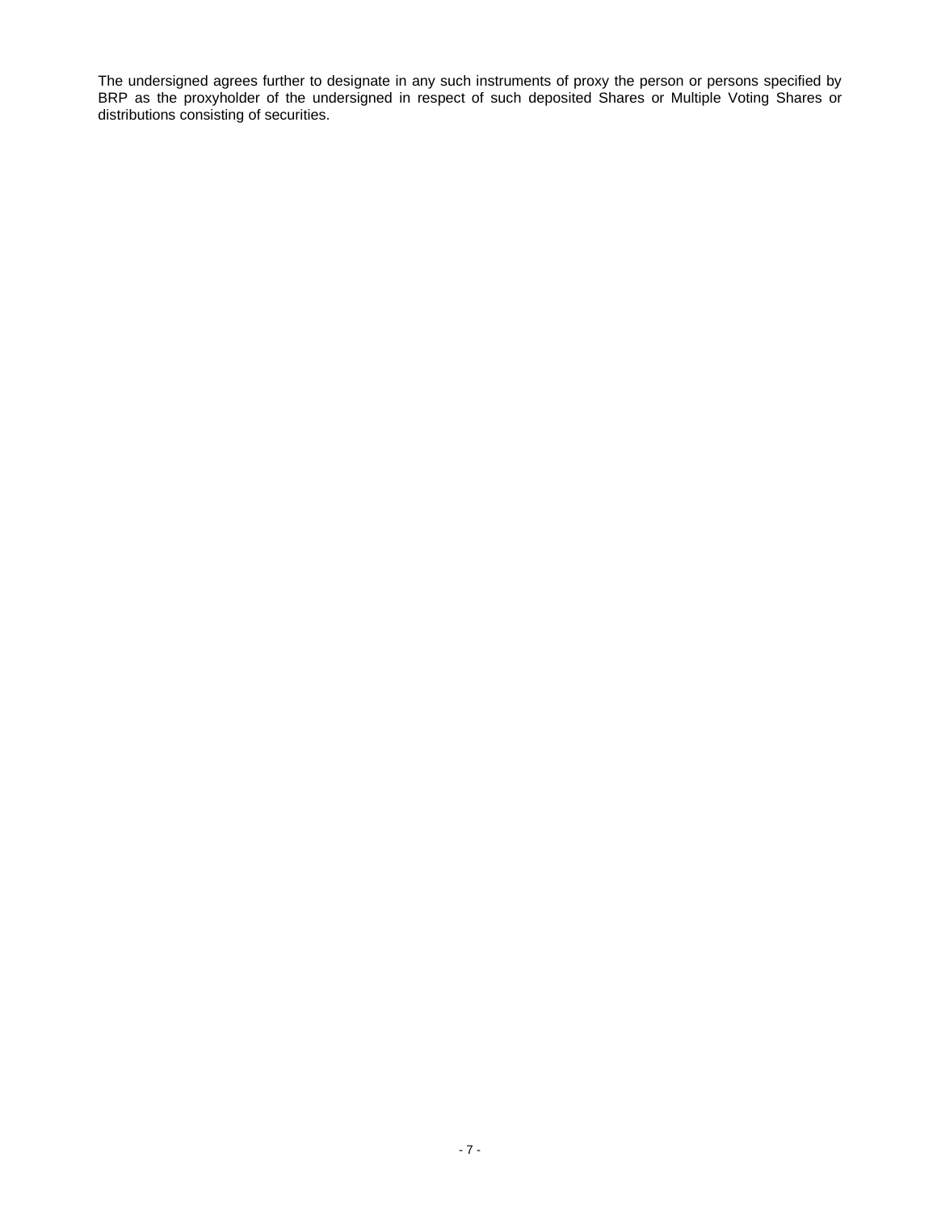The undersigned agrees further to designate in any such instruments of proxy the person or persons specified by BRP as the proxyholder of the undersigned in respect of such deposited Shares or Multiple Voting Shares or distributions consisting of securities.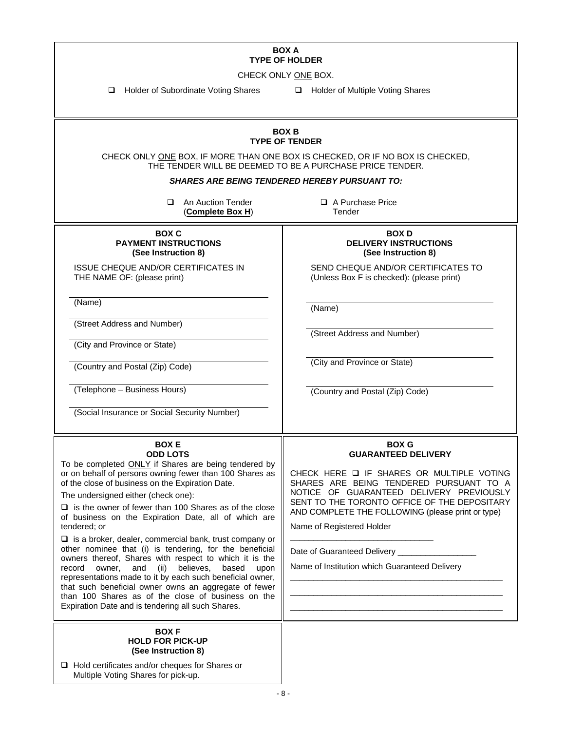**BOX A**
**TYPE OF HOLDER**

CHECK ONLY ONE BOX.

☐ Holder of Subordinate Voting Shares ☐ Holder of Multiple Voting Shares

**BOX B**
**TYPE OF TENDER**

CHECK ONLY ONE BOX, IF MORE THAN ONE BOX IS CHECKED, OR IF NO BOX IS CHECKED, THE TENDER WILL BE DEEMED TO BE A PURCHASE PRICE TENDER.

***SHARES ARE BEING TENDERED HEREBY PURSUANT TO:***

☐ An Auction Tender (**Complete Box H**) ☐ A Purchase Price Tender

**BOX C**
**PAYMENT INSTRUCTIONS**
**(See Instruction 8)**

ISSUE CHEQUE AND/OR CERTIFICATES IN THE NAME OF: (please print)

(Name)

(Street Address and Number)

(City and Province or State)

(Country and Postal (Zip) Code)

(Telephone – Business Hours)

(Social Insurance or Social Security Number)

**BOX D**
**DELIVERY INSTRUCTIONS**
**(See Instruction 8)**

SEND CHEQUE AND/OR CERTIFICATES TO (Unless Box F is checked): (please print)

(Name)

(Street Address and Number)

(City and Province or State)

(Country and Postal (Zip) Code)

**BOX E**
**ODD LOTS**

To be completed ONLY if Shares are being tendered by or on behalf of persons owning fewer than 100 Shares as of the close of business on the Expiration Date.

The undersigned either (check one):

☐ is the owner of fewer than 100 Shares as of the close of business on the Expiration Date, all of which are tendered; or

☐ is a broker, dealer, commercial bank, trust company or other nominee that (i) is tendering, for the beneficial owners thereof, Shares with respect to which it is the record owner, and (ii) believes, based upon representations made to it by each such beneficial owner, that such beneficial owner owns an aggregate of fewer than 100 Shares as of the close of business on the Expiration Date and is tendering all such Shares.

**BOX F**
**HOLD FOR PICK-UP**
**(See Instruction 8)**

☐ Hold certificates and/or cheques for Shares or Multiple Voting Shares for pick-up.

**BOX G**
**GUARANTEED DELIVERY**

CHECK HERE ☐ IF SHARES OR MULTIPLE VOTING SHARES ARE BEING TENDERED PURSUANT TO A NOTICE OF GUARANTEED DELIVERY PREVIOUSLY SENT TO THE TORONTO OFFICE OF THE DEPOSITARY AND COMPLETE THE FOLLOWING (please print or type)

Name of Registered Holder

_______________________________

Date of Guaranteed Delivery _________________

Name of Institution which Guaranteed Delivery

_______________________________________________

_______________________________________________

_______________________________________________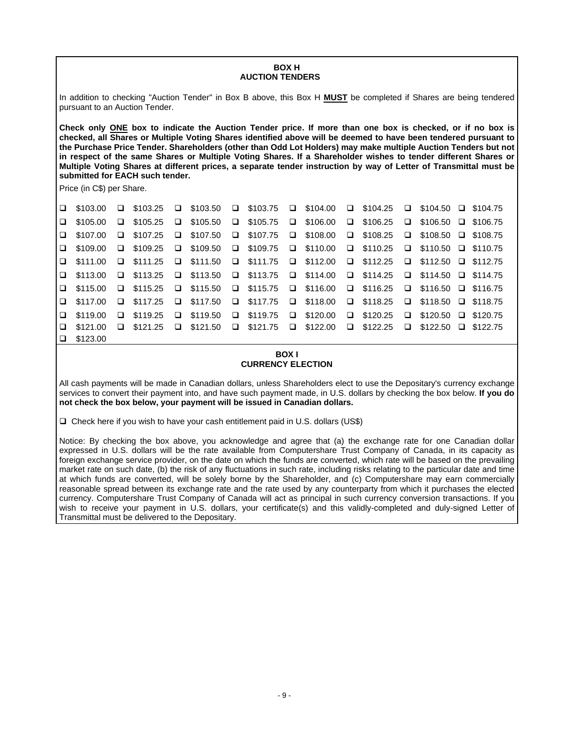## BOX H
## AUCTION TENDERS

In addition to checking "Auction Tender" in Box B above, this Box H **MUST** be completed if Shares are being tendered pursuant to an Auction Tender.

**Check only ONE box to indicate the Auction Tender price. If more than one box is checked, or if no box is checked, all Shares or Multiple Voting Shares identified above will be deemed to have been tendered pursuant to the Purchase Price Tender. Shareholders (other than Odd Lot Holders) may make multiple Auction Tenders but not in respect of the same Shares or Multiple Voting Shares. If a Shareholder wishes to tender different Shares or Multiple Voting Shares at different prices, a separate tender instruction by way of Letter of Transmittal must be submitted for EACH such tender.**

Price (in C$) per Share.

| | | | | | | | |
|---|---|---|---|---|---|---|---|
| ❑ $103.00 | ❑ $103.25 | ❑ $103.50 | ❑ $103.75 | ❑ $104.00 | ❑ $104.25 | ❑ $104.50 | ❑ $104.75 |
| ❑ $105.00 | ❑ $105.25 | ❑ $105.50 | ❑ $105.75 | ❑ $106.00 | ❑ $106.25 | ❑ $106.50 | ❑ $106.75 |
| ❑ $107.00 | ❑ $107.25 | ❑ $107.50 | ❑ $107.75 | ❑ $108.00 | ❑ $108.25 | ❑ $108.50 | ❑ $108.75 |
| ❑ $109.00 | ❑ $109.25 | ❑ $109.50 | ❑ $109.75 | ❑ $110.00 | ❑ $110.25 | ❑ $110.50 | ❑ $110.75 |
| ❑ $111.00 | ❑ $111.25 | ❑ $111.50 | ❑ $111.75 | ❑ $112.00 | ❑ $112.25 | ❑ $112.50 | ❑ $112.75 |
| ❑ $113.00 | ❑ $113.25 | ❑ $113.50 | ❑ $113.75 | ❑ $114.00 | ❑ $114.25 | ❑ $114.50 | ❑ $114.75 |
| ❑ $115.00 | ❑ $115.25 | ❑ $115.50 | ❑ $115.75 | ❑ $116.00 | ❑ $116.25 | ❑ $116.50 | ❑ $116.75 |
| ❑ $117.00 | ❑ $117.25 | ❑ $117.50 | ❑ $117.75 | ❑ $118.00 | ❑ $118.25 | ❑ $118.50 | ❑ $118.75 |
| ❑ $119.00 | ❑ $119.25 | ❑ $119.50 | ❑ $119.75 | ❑ $120.00 | ❑ $120.25 | ❑ $120.50 | ❑ $120.75 |
| ❑ $121.00 | ❑ $121.25 | ❑ $121.50 | ❑ $121.75 | ❑ $122.00 | ❑ $122.25 | ❑ $122.50 | ❑ $122.75 |
| ❑ $123.00 | | | | | | | |

## BOX I
## CURRENCY ELECTION

All cash payments will be made in Canadian dollars, unless Shareholders elect to use the Depositary's currency exchange services to convert their payment into, and have such payment made, in U.S. dollars by checking the box below. **If you do not check the box below, your payment will be issued in Canadian dollars.**

❑ Check here if you wish to have your cash entitlement paid in U.S. dollars (US$)

Notice: By checking the box above, you acknowledge and agree that (a) the exchange rate for one Canadian dollar expressed in U.S. dollars will be the rate available from Computershare Trust Company of Canada, in its capacity as foreign exchange service provider, on the date on which the funds are converted, which rate will be based on the prevailing market rate on such date, (b) the risk of any fluctuations in such rate, including risks relating to the particular date and time at which funds are converted, will be solely borne by the Shareholder, and (c) Computershare may earn commercially reasonable spread between its exchange rate and the rate used by any counterparty from which it purchases the elected currency. Computershare Trust Company of Canada will act as principal in such currency conversion transactions. If you wish to receive your payment in U.S. dollars, your certificate(s) and this validly-completed and duly-signed Letter of Transmittal must be delivered to the Depositary.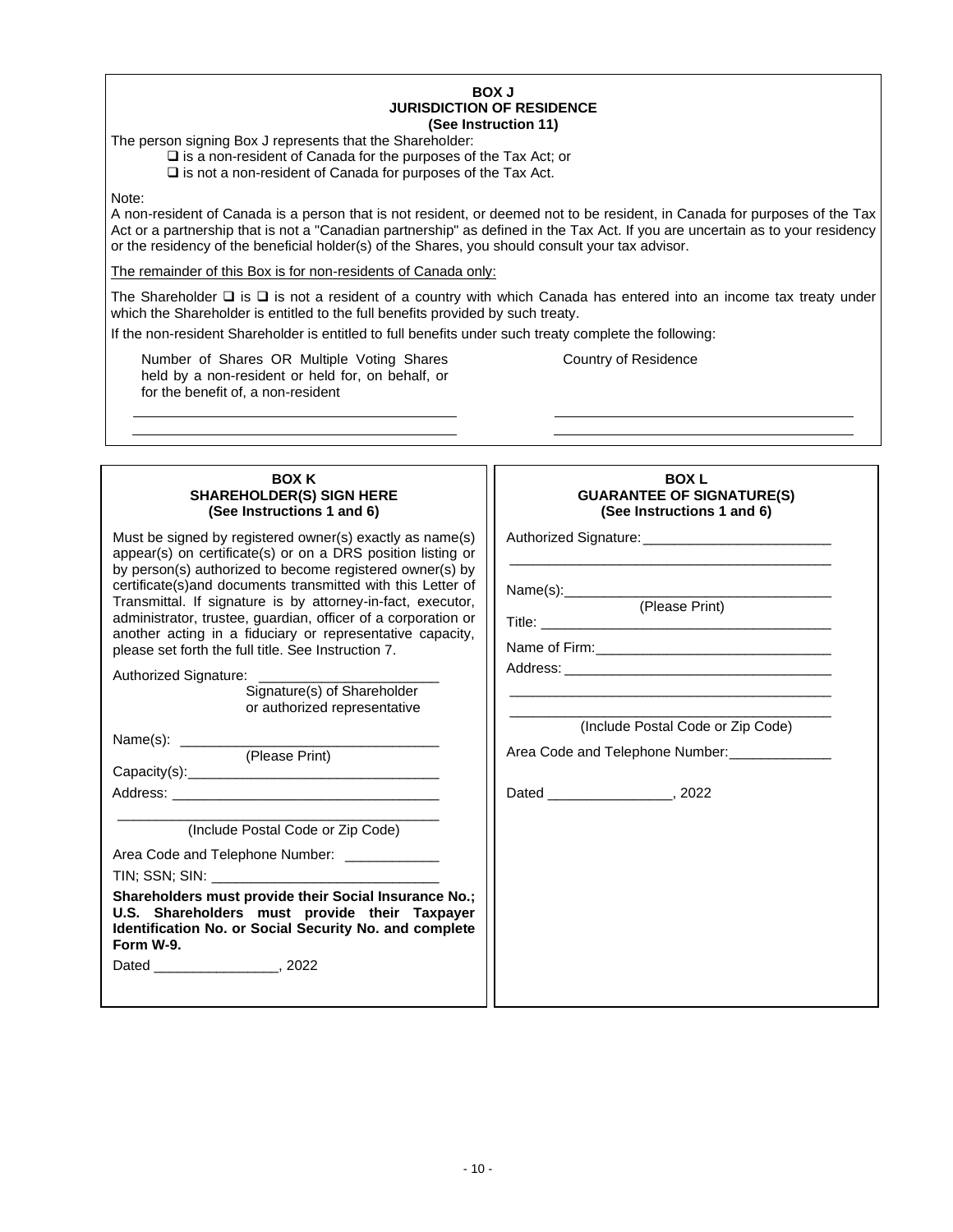**BOX J**
**JURISDICTION OF RESIDENCE**
**(See Instruction 11)**

The person signing Box J represents that the Shareholder:

- ❑ is a non-resident of Canada for the purposes of the Tax Act; or
- ❑ is not a non-resident of Canada for purposes of the Tax Act.

Note:

A non-resident of Canada is a person that is not resident, or deemed not to be resident, in Canada for purposes of the Tax Act or a partnership that is not a "Canadian partnership" as defined in the Tax Act. If you are uncertain as to your residency or the residency of the beneficial holder(s) of the Shares, you should consult your tax advisor.

The remainder of this Box is for non-residents of Canada only:

The Shareholder ❑ is ❑ is not a resident of a country with which Canada has entered into an income tax treaty under which the Shareholder is entitled to the full benefits provided by such treaty.

If the non-resident Shareholder is entitled to full benefits under such treaty complete the following:

| Number of Shares OR Multiple Voting Shares held by a non-resident or held for, on behalf, or for the benefit of, a non-resident | Country of Residence |
|---|---|
| ________________________________ | ________________________________ |
| ________________________________ | ________________________________ |

**BOX K**
**SHAREHOLDER(S) SIGN HERE**
**(See Instructions 1 and 6)**

Must be signed by registered owner(s) exactly as name(s) appear(s) on certificate(s) or on a DRS position listing or by person(s) authorized to become registered owner(s) by certificate(s)and documents transmitted with this Letter of Transmittal. If signature is by attorney-in-fact, executor, administrator, trustee, guardian, officer of a corporation or another acting in a fiduciary or representative capacity, please set forth the full title. See Instruction 7.

Authorized Signature: ________________________
Signature(s) of Shareholder or authorized representative

Name(s): ________________________________
(Please Print)

Capacity(s):________________________________

Address: ________________________________

________________________________
(Include Postal Code or Zip Code)

Area Code and Telephone Number: ____________

TIN; SSN; SIN: ____________________________

**Shareholders must provide their Social Insurance No.; U.S. Shareholders must provide their Taxpayer Identification No. or Social Security No. and complete Form W-9.**

Dated ________________, 2022

**BOX L**
**GUARANTEE OF SIGNATURE(S)**
**(See Instructions 1 and 6)**

Authorized Signature:________________________

________________________________

Name(s):________________________________
(Please Print)

Title: ________________________________

Name of Firm:____________________________

Address: ________________________________

________________________________

________________________________
(Include Postal Code or Zip Code)

Area Code and Telephone Number:_____________

Dated ________________, 2022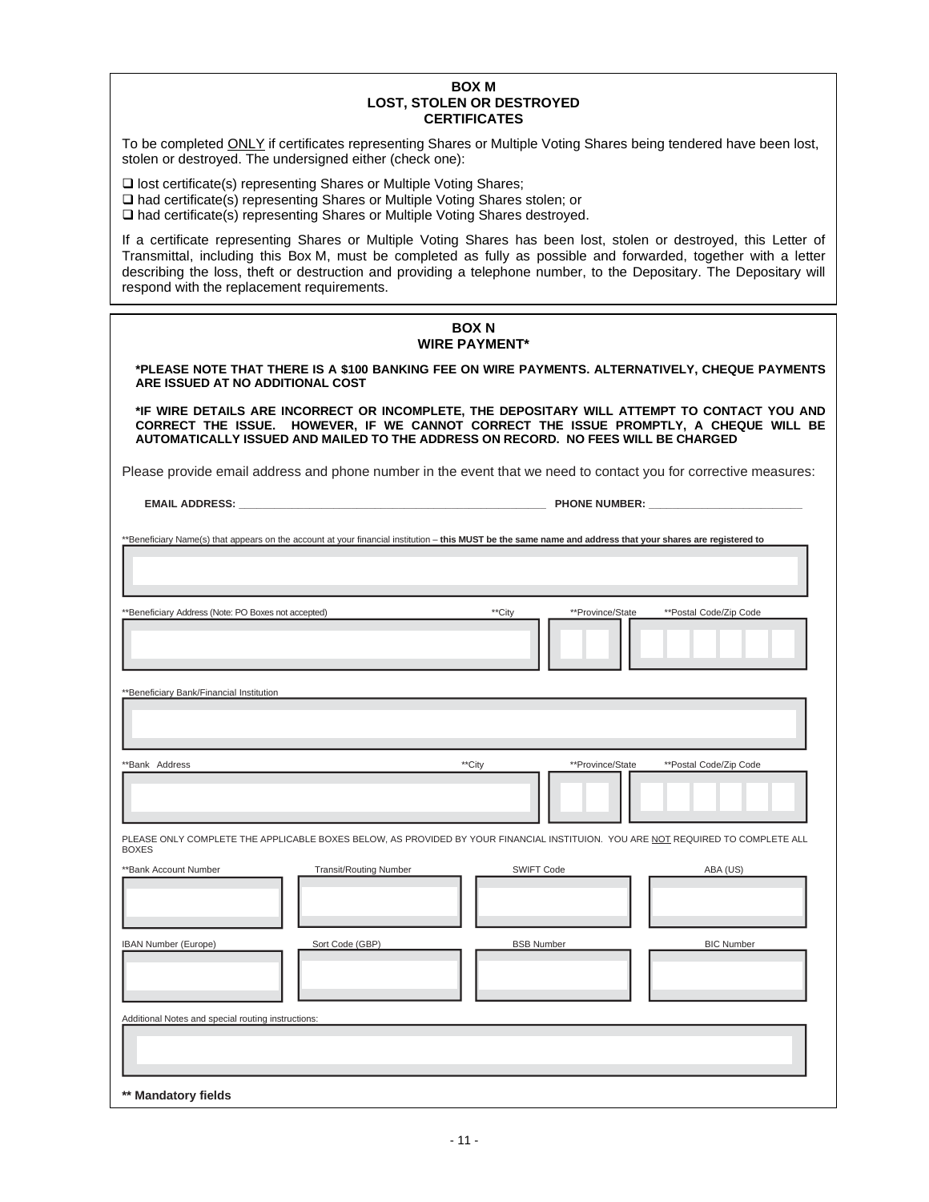### BOX M
### LOST, STOLEN OR DESTROYED CERTIFICATES

To be completed ONLY if certificates representing Shares or Multiple Voting Shares being tendered have been lost, stolen or destroyed. The undersigned either (check one):

❑ lost certificate(s) representing Shares or Multiple Voting Shares;
❑ had certificate(s) representing Shares or Multiple Voting Shares stolen; or
❑ had certificate(s) representing Shares or Multiple Voting Shares destroyed.

If a certificate representing Shares or Multiple Voting Shares has been lost, stolen or destroyed, this Letter of Transmittal, including this Box M, must be completed as fully as possible and forwarded, together with a letter describing the loss, theft or destruction and providing a telephone number, to the Depositary. The Depositary will respond with the replacement requirements.

### BOX N
### WIRE PAYMENT*

**\*PLEASE NOTE THAT THERE IS A $100 BANKING FEE ON WIRE PAYMENTS. ALTERNATIVELY, CHEQUE PAYMENTS ARE ISSUED AT NO ADDITIONAL COST**

**\*IF WIRE DETAILS ARE INCORRECT OR INCOMPLETE, THE DEPOSITARY WILL ATTEMPT TO CONTACT YOU AND CORRECT THE ISSUE. HOWEVER, IF WE CANNOT CORRECT THE ISSUE PROMPTLY, A CHEQUE WILL BE AUTOMATICALLY ISSUED AND MAILED TO THE ADDRESS ON RECORD. NO FEES WILL BE CHARGED**

Please provide email address and phone number in the event that we need to contact you for corrective measures:

**EMAIL ADDRESS:** ______________________________ **PHONE NUMBER:** ______________________

**Beneficiary Name(s) that appears on the account at your financial institution – **this MUST be the same name and address that your shares are registered to**

| |
|---|
| |

| **Beneficiary Address (Note: PO Boxes not accepted) | **City | **Province/State | **Postal Code/Zip Code |
|---|---|---|---|
| | | | |

**Beneficiary Bank/Financial Institution

| |
|---|
| |

| **Bank Address | **City | **Province/State | **Postal Code/Zip Code |
|---|---|---|---|
| | | | |

PLEASE ONLY COMPLETE THE APPLICABLE BOXES BELOW, AS PROVIDED BY YOUR FINANCIAL INSTITUION. YOU ARE NOT REQUIRED TO COMPLETE ALL BOXES

| **Bank Account Number | Transit/Routing Number | SWIFT Code | ABA (US) |
|---|---|---|---|
| | | | |

| IBAN Number (Europe) | Sort Code (GBP) | BSB Number | BIC Number |
|---|---|---|---|
| | | | |

Additional Notes and special routing instructions:

| |
|---|
| |

**\*\* Mandatory fields**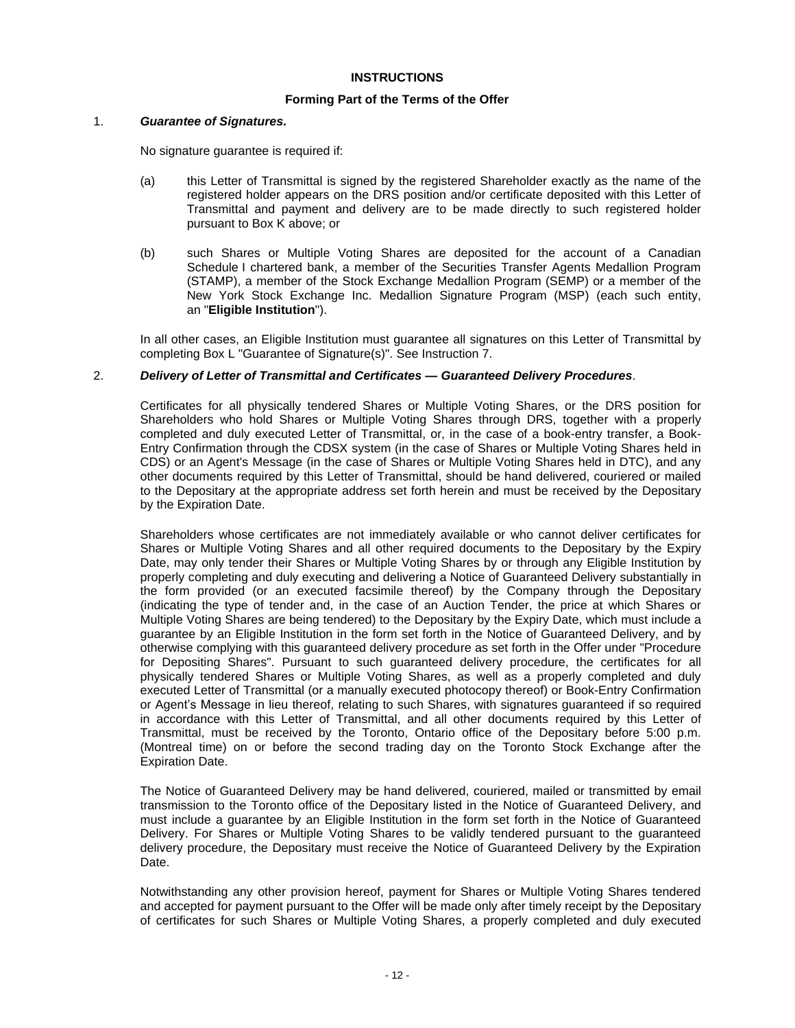## INSTRUCTIONS

### Forming Part of the Terms of the Offer

1. ***Guarantee of Signatures.***

   No signature guarantee is required if:

   (a) this Letter of Transmittal is signed by the registered Shareholder exactly as the name of the registered holder appears on the DRS position and/or certificate deposited with this Letter of Transmittal and payment and delivery are to be made directly to such registered holder pursuant to Box K above; or

   (b) such Shares or Multiple Voting Shares are deposited for the account of a Canadian Schedule I chartered bank, a member of the Securities Transfer Agents Medallion Program (STAMP), a member of the Stock Exchange Medallion Program (SEMP) or a member of the New York Stock Exchange Inc. Medallion Signature Program (MSP) (each such entity, an "**Eligible Institution**").

   In all other cases, an Eligible Institution must guarantee all signatures on this Letter of Transmittal by completing Box L "Guarantee of Signature(s)". See Instruction 7.

2. ***Delivery of Letter of Transmittal and Certificates — Guaranteed Delivery Procedures***.

   Certificates for all physically tendered Shares or Multiple Voting Shares, or the DRS position for Shareholders who hold Shares or Multiple Voting Shares through DRS, together with a properly completed and duly executed Letter of Transmittal, or, in the case of a book-entry transfer, a Book-Entry Confirmation through the CDSX system (in the case of Shares or Multiple Voting Shares held in CDS) or an Agent's Message (in the case of Shares or Multiple Voting Shares held in DTC), and any other documents required by this Letter of Transmittal, should be hand delivered, couriered or mailed to the Depositary at the appropriate address set forth herein and must be received by the Depositary by the Expiration Date.

   Shareholders whose certificates are not immediately available or who cannot deliver certificates for Shares or Multiple Voting Shares and all other required documents to the Depositary by the Expiry Date, may only tender their Shares or Multiple Voting Shares by or through any Eligible Institution by properly completing and duly executing and delivering a Notice of Guaranteed Delivery substantially in the form provided (or an executed facsimile thereof) by the Company through the Depositary (indicating the type of tender and, in the case of an Auction Tender, the price at which Shares or Multiple Voting Shares are being tendered) to the Depositary by the Expiry Date, which must include a guarantee by an Eligible Institution in the form set forth in the Notice of Guaranteed Delivery, and by otherwise complying with this guaranteed delivery procedure as set forth in the Offer under "Procedure for Depositing Shares". Pursuant to such guaranteed delivery procedure, the certificates for all physically tendered Shares or Multiple Voting Shares, as well as a properly completed and duly executed Letter of Transmittal (or a manually executed photocopy thereof) or Book-Entry Confirmation or Agent's Message in lieu thereof, relating to such Shares, with signatures guaranteed if so required in accordance with this Letter of Transmittal, and all other documents required by this Letter of Transmittal, must be received by the Toronto, Ontario office of the Depositary before 5:00 p.m. (Montreal time) on or before the second trading day on the Toronto Stock Exchange after the Expiration Date.

   The Notice of Guaranteed Delivery may be hand delivered, couriered, mailed or transmitted by email transmission to the Toronto office of the Depositary listed in the Notice of Guaranteed Delivery, and must include a guarantee by an Eligible Institution in the form set forth in the Notice of Guaranteed Delivery. For Shares or Multiple Voting Shares to be validly tendered pursuant to the guaranteed delivery procedure, the Depositary must receive the Notice of Guaranteed Delivery by the Expiration Date.

   Notwithstanding any other provision hereof, payment for Shares or Multiple Voting Shares tendered and accepted for payment pursuant to the Offer will be made only after timely receipt by the Depositary of certificates for such Shares or Multiple Voting Shares, a properly completed and duly executed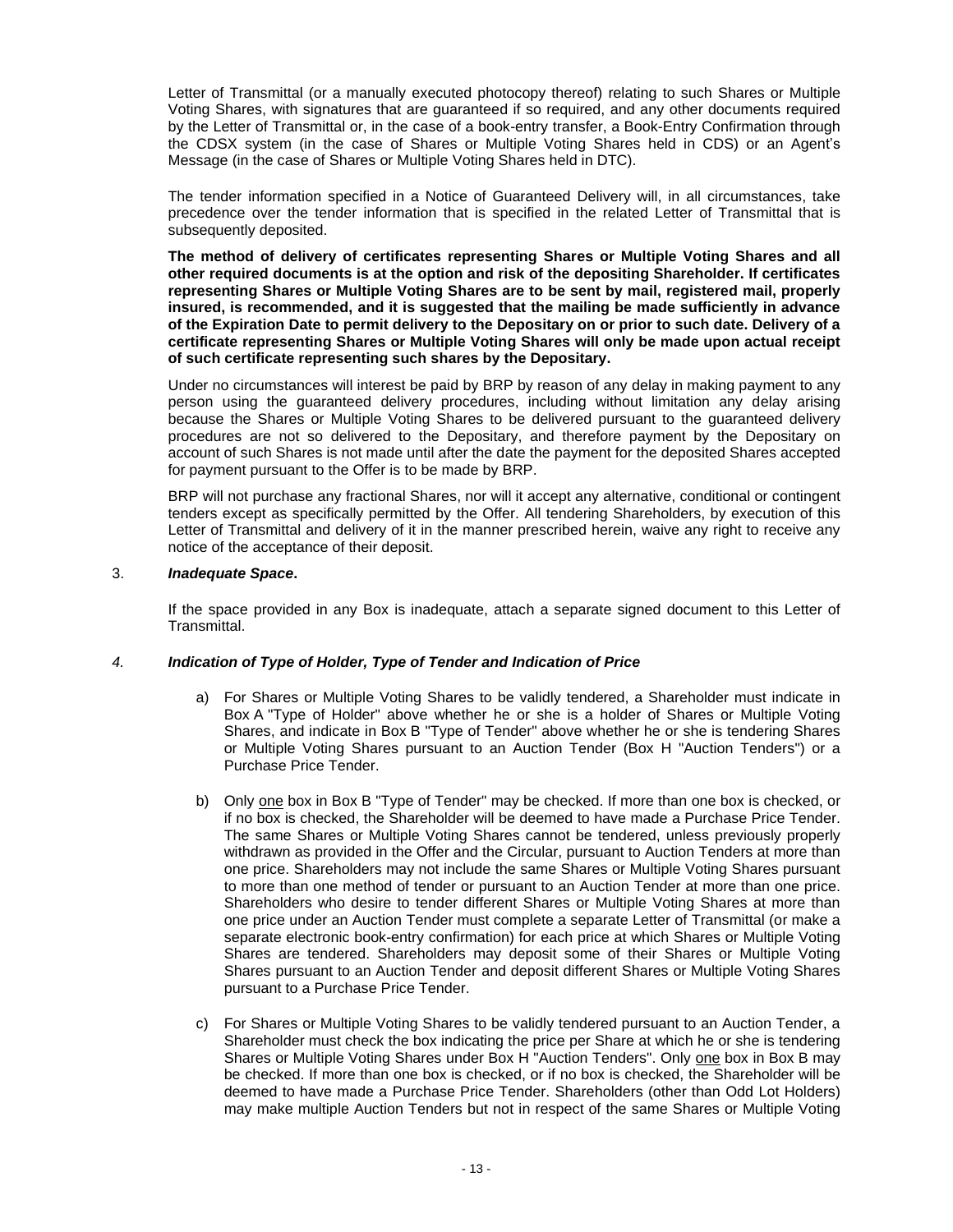Letter of Transmittal (or a manually executed photocopy thereof) relating to such Shares or Multiple Voting Shares, with signatures that are guaranteed if so required, and any other documents required by the Letter of Transmittal or, in the case of a book-entry transfer, a Book-Entry Confirmation through the CDSX system (in the case of Shares or Multiple Voting Shares held in CDS) or an Agent's Message (in the case of Shares or Multiple Voting Shares held in DTC).

The tender information specified in a Notice of Guaranteed Delivery will, in all circumstances, take precedence over the tender information that is specified in the related Letter of Transmittal that is subsequently deposited.

**The method of delivery of certificates representing Shares or Multiple Voting Shares and all other required documents is at the option and risk of the depositing Shareholder. If certificates representing Shares or Multiple Voting Shares are to be sent by mail, registered mail, properly insured, is recommended, and it is suggested that the mailing be made sufficiently in advance of the Expiration Date to permit delivery to the Depositary on or prior to such date. Delivery of a certificate representing Shares or Multiple Voting Shares will only be made upon actual receipt of such certificate representing such shares by the Depositary.**

Under no circumstances will interest be paid by BRP by reason of any delay in making payment to any person using the guaranteed delivery procedures, including without limitation any delay arising because the Shares or Multiple Voting Shares to be delivered pursuant to the guaranteed delivery procedures are not so delivered to the Depositary, and therefore payment by the Depositary on account of such Shares is not made until after the date the payment for the deposited Shares accepted for payment pursuant to the Offer is to be made by BRP.

BRP will not purchase any fractional Shares, nor will it accept any alternative, conditional or contingent tenders except as specifically permitted by the Offer. All tendering Shareholders, by execution of this Letter of Transmittal and delivery of it in the manner prescribed herein, waive any right to receive any notice of the acceptance of their deposit.

3. ***Inadequate Space*.**

If the space provided in any Box is inadequate, attach a separate signed document to this Letter of Transmittal.

*4.* ***Indication of Type of Holder, Type of Tender and Indication of Price***

a) For Shares or Multiple Voting Shares to be validly tendered, a Shareholder must indicate in Box A "Type of Holder" above whether he or she is a holder of Shares or Multiple Voting Shares, and indicate in Box B "Type of Tender" above whether he or she is tendering Shares or Multiple Voting Shares pursuant to an Auction Tender (Box H "Auction Tenders") or a Purchase Price Tender.

b) Only <u>one</u> box in Box B "Type of Tender" may be checked. If more than one box is checked, or if no box is checked, the Shareholder will be deemed to have made a Purchase Price Tender. The same Shares or Multiple Voting Shares cannot be tendered, unless previously properly withdrawn as provided in the Offer and the Circular, pursuant to Auction Tenders at more than one price. Shareholders may not include the same Shares or Multiple Voting Shares pursuant to more than one method of tender or pursuant to an Auction Tender at more than one price. Shareholders who desire to tender different Shares or Multiple Voting Shares at more than one price under an Auction Tender must complete a separate Letter of Transmittal (or make a separate electronic book-entry confirmation) for each price at which Shares or Multiple Voting Shares are tendered. Shareholders may deposit some of their Shares or Multiple Voting Shares pursuant to an Auction Tender and deposit different Shares or Multiple Voting Shares pursuant to a Purchase Price Tender.

c) For Shares or Multiple Voting Shares to be validly tendered pursuant to an Auction Tender, a Shareholder must check the box indicating the price per Share at which he or she is tendering Shares or Multiple Voting Shares under Box H "Auction Tenders". Only <u>one</u> box in Box B may be checked. If more than one box is checked, or if no box is checked, the Shareholder will be deemed to have made a Purchase Price Tender. Shareholders (other than Odd Lot Holders) may make multiple Auction Tenders but not in respect of the same Shares or Multiple Voting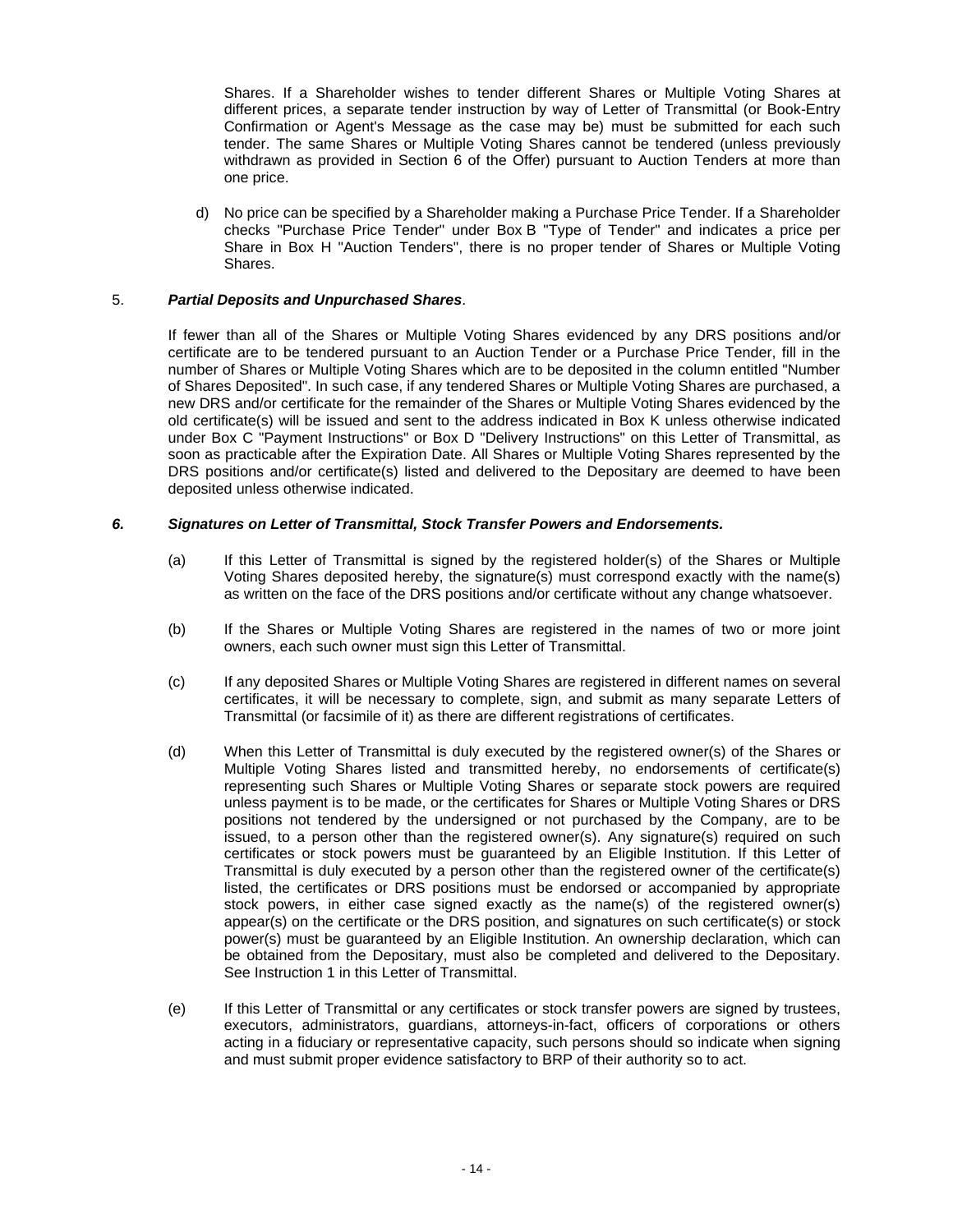Shares. If a Shareholder wishes to tender different Shares or Multiple Voting Shares at different prices, a separate tender instruction by way of Letter of Transmittal (or Book-Entry Confirmation or Agent's Message as the case may be) must be submitted for each such tender. The same Shares or Multiple Voting Shares cannot be tendered (unless previously withdrawn as provided in Section 6 of the Offer) pursuant to Auction Tenders at more than one price.

d) No price can be specified by a Shareholder making a Purchase Price Tender. If a Shareholder checks "Purchase Price Tender" under Box B "Type of Tender" and indicates a price per Share in Box H "Auction Tenders", there is no proper tender of Shares or Multiple Voting Shares.

5. ***Partial Deposits and Unpurchased Shares***.

If fewer than all of the Shares or Multiple Voting Shares evidenced by any DRS positions and/or certificate are to be tendered pursuant to an Auction Tender or a Purchase Price Tender, fill in the number of Shares or Multiple Voting Shares which are to be deposited in the column entitled "Number of Shares Deposited". In such case, if any tendered Shares or Multiple Voting Shares are purchased, a new DRS and/or certificate for the remainder of the Shares or Multiple Voting Shares evidenced by the old certificate(s) will be issued and sent to the address indicated in Box K unless otherwise indicated under Box C "Payment Instructions" or Box D "Delivery Instructions" on this Letter of Transmittal, as soon as practicable after the Expiration Date. All Shares or Multiple Voting Shares represented by the DRS positions and/or certificate(s) listed and delivered to the Depositary are deemed to have been deposited unless otherwise indicated.

***6. Signatures on Letter of Transmittal, Stock Transfer Powers and Endorsements.***

(a) If this Letter of Transmittal is signed by the registered holder(s) of the Shares or Multiple Voting Shares deposited hereby, the signature(s) must correspond exactly with the name(s) as written on the face of the DRS positions and/or certificate without any change whatsoever.

(b) If the Shares or Multiple Voting Shares are registered in the names of two or more joint owners, each such owner must sign this Letter of Transmittal.

(c) If any deposited Shares or Multiple Voting Shares are registered in different names on several certificates, it will be necessary to complete, sign, and submit as many separate Letters of Transmittal (or facsimile of it) as there are different registrations of certificates.

(d) When this Letter of Transmittal is duly executed by the registered owner(s) of the Shares or Multiple Voting Shares listed and transmitted hereby, no endorsements of certificate(s) representing such Shares or Multiple Voting Shares or separate stock powers are required unless payment is to be made, or the certificates for Shares or Multiple Voting Shares or DRS positions not tendered by the undersigned or not purchased by the Company, are to be issued, to a person other than the registered owner(s). Any signature(s) required on such certificates or stock powers must be guaranteed by an Eligible Institution. If this Letter of Transmittal is duly executed by a person other than the registered owner of the certificate(s) listed, the certificates or DRS positions must be endorsed or accompanied by appropriate stock powers, in either case signed exactly as the name(s) of the registered owner(s) appear(s) on the certificate or the DRS position, and signatures on such certificate(s) or stock power(s) must be guaranteed by an Eligible Institution. An ownership declaration, which can be obtained from the Depositary, must also be completed and delivered to the Depositary. See Instruction 1 in this Letter of Transmittal.

(e) If this Letter of Transmittal or any certificates or stock transfer powers are signed by trustees, executors, administrators, guardians, attorneys-in-fact, officers of corporations or others acting in a fiduciary or representative capacity, such persons should so indicate when signing and must submit proper evidence satisfactory to BRP of their authority so to act.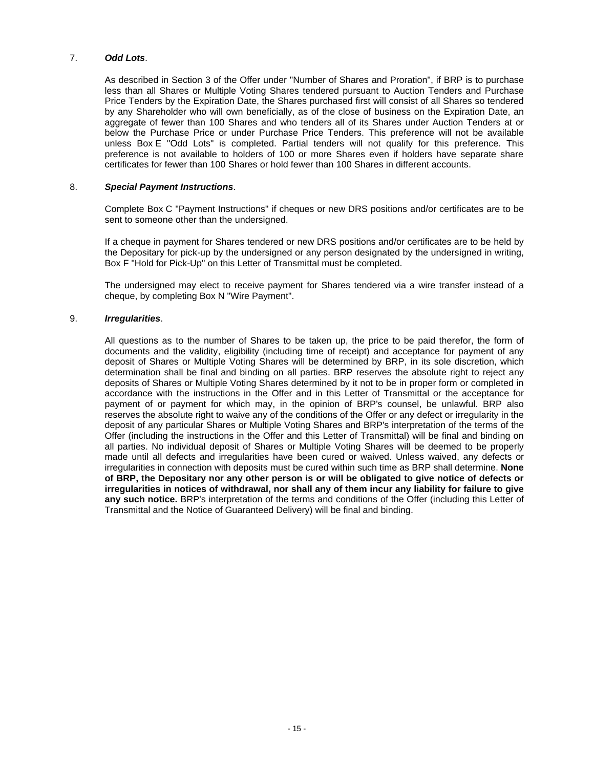7. ***Odd Lots***.

As described in Section 3 of the Offer under "Number of Shares and Proration", if BRP is to purchase less than all Shares or Multiple Voting Shares tendered pursuant to Auction Tenders and Purchase Price Tenders by the Expiration Date, the Shares purchased first will consist of all Shares so tendered by any Shareholder who will own beneficially, as of the close of business on the Expiration Date, an aggregate of fewer than 100 Shares and who tenders all of its Shares under Auction Tenders at or below the Purchase Price or under Purchase Price Tenders. This preference will not be available unless Box E "Odd Lots" is completed. Partial tenders will not qualify for this preference. This preference is not available to holders of 100 or more Shares even if holders have separate share certificates for fewer than 100 Shares or hold fewer than 100 Shares in different accounts.

8. ***Special Payment Instructions***.

Complete Box C "Payment Instructions" if cheques or new DRS positions and/or certificates are to be sent to someone other than the undersigned.

If a cheque in payment for Shares tendered or new DRS positions and/or certificates are to be held by the Depositary for pick-up by the undersigned or any person designated by the undersigned in writing, Box F "Hold for Pick-Up" on this Letter of Transmittal must be completed.

The undersigned may elect to receive payment for Shares tendered via a wire transfer instead of a cheque, by completing Box N "Wire Payment".

9. ***Irregularities***.

All questions as to the number of Shares to be taken up, the price to be paid therefor, the form of documents and the validity, eligibility (including time of receipt) and acceptance for payment of any deposit of Shares or Multiple Voting Shares will be determined by BRP, in its sole discretion, which determination shall be final and binding on all parties. BRP reserves the absolute right to reject any deposits of Shares or Multiple Voting Shares determined by it not to be in proper form or completed in accordance with the instructions in the Offer and in this Letter of Transmittal or the acceptance for payment of or payment for which may, in the opinion of BRP's counsel, be unlawful. BRP also reserves the absolute right to waive any of the conditions of the Offer or any defect or irregularity in the deposit of any particular Shares or Multiple Voting Shares and BRP's interpretation of the terms of the Offer (including the instructions in the Offer and this Letter of Transmittal) will be final and binding on all parties. No individual deposit of Shares or Multiple Voting Shares will be deemed to be properly made until all defects and irregularities have been cured or waived. Unless waived, any defects or irregularities in connection with deposits must be cured within such time as BRP shall determine. **None of BRP, the Depositary nor any other person is or will be obligated to give notice of defects or irregularities in notices of withdrawal, nor shall any of them incur any liability for failure to give any such notice.** BRP's interpretation of the terms and conditions of the Offer (including this Letter of Transmittal and the Notice of Guaranteed Delivery) will be final and binding.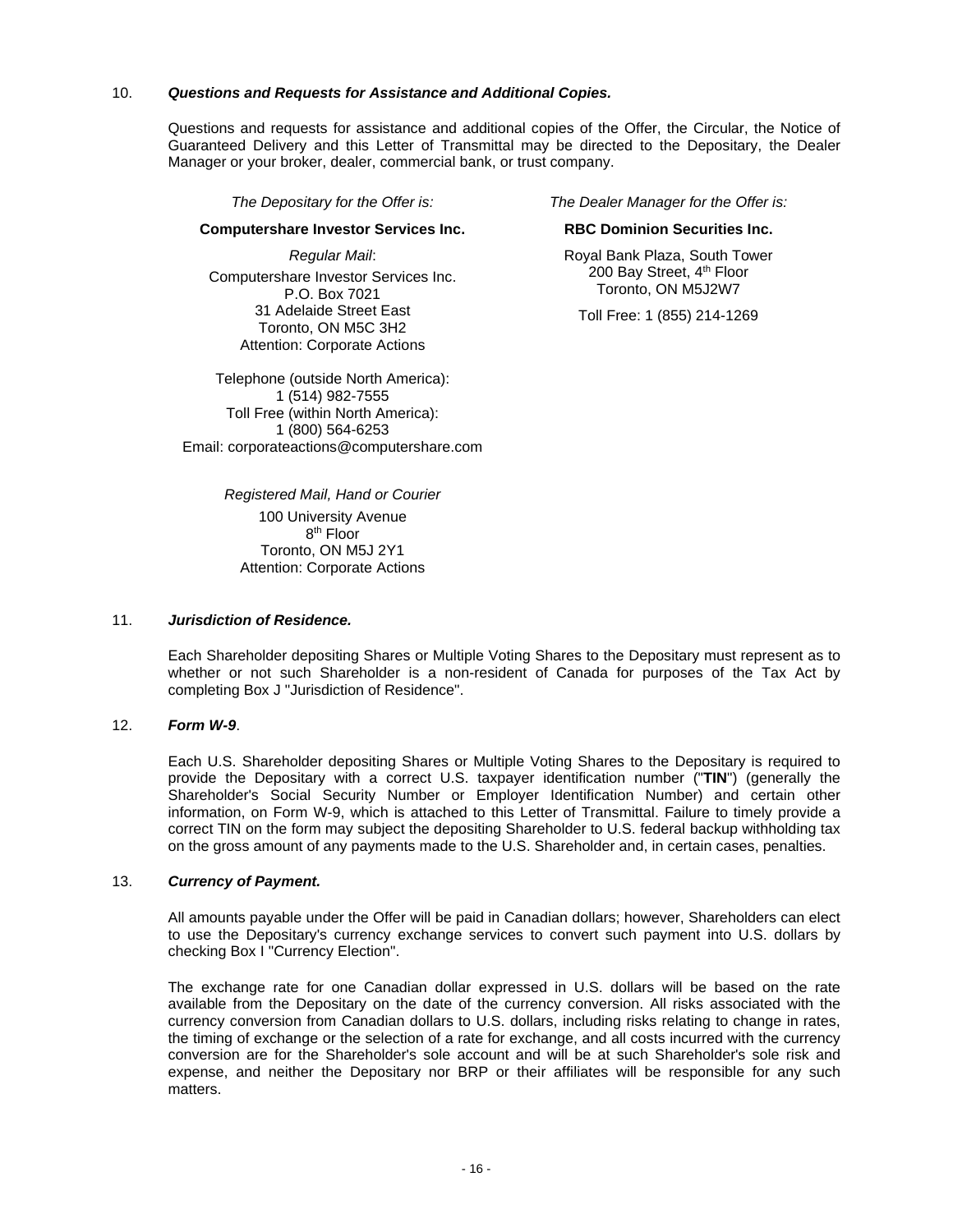10. ***Questions and Requests for Assistance and Additional Copies.***

Questions and requests for assistance and additional copies of the Offer, the Circular, the Notice of Guaranteed Delivery and this Letter of Transmittal may be directed to the Depositary, the Dealer Manager or your broker, dealer, commercial bank, or trust company.

*The Depositary for the Offer is:*

**Computershare Investor Services Inc.**

*Regular Mail*:

Computershare Investor Services Inc.
P.O. Box 7021
31 Adelaide Street East
Toronto, ON M5C 3H2
Attention: Corporate Actions

Telephone (outside North America):
1 (514) 982-7555
Toll Free (within North America):
1 (800) 564-6253
Email: corporateactions@computershare.com

*Registered Mail, Hand or Courier*

100 University Avenue
8th Floor
Toronto, ON M5J 2Y1
Attention: Corporate Actions

*The Dealer Manager for the Offer is:*

**RBC Dominion Securities Inc.**

Royal Bank Plaza, South Tower
200 Bay Street, 4th Floor
Toronto, ON M5J2W7

Toll Free: 1 (855) 214-1269

11. ***Jurisdiction of Residence.***

Each Shareholder depositing Shares or Multiple Voting Shares to the Depositary must represent as to whether or not such Shareholder is a non-resident of Canada for purposes of the Tax Act by completing Box J "Jurisdiction of Residence".

12. ***Form W-9***.

Each U.S. Shareholder depositing Shares or Multiple Voting Shares to the Depositary is required to provide the Depositary with a correct U.S. taxpayer identification number ("**TIN**") (generally the Shareholder's Social Security Number or Employer Identification Number) and certain other information, on Form W-9, which is attached to this Letter of Transmittal. Failure to timely provide a correct TIN on the form may subject the depositing Shareholder to U.S. federal backup withholding tax on the gross amount of any payments made to the U.S. Shareholder and, in certain cases, penalties.

13. ***Currency of Payment.***

All amounts payable under the Offer will be paid in Canadian dollars; however, Shareholders can elect to use the Depositary's currency exchange services to convert such payment into U.S. dollars by checking Box I "Currency Election".

The exchange rate for one Canadian dollar expressed in U.S. dollars will be based on the rate available from the Depositary on the date of the currency conversion. All risks associated with the currency conversion from Canadian dollars to U.S. dollars, including risks relating to change in rates, the timing of exchange or the selection of a rate for exchange, and all costs incurred with the currency conversion are for the Shareholder's sole account and will be at such Shareholder's sole risk and expense, and neither the Depositary nor BRP or their affiliates will be responsible for any such matters.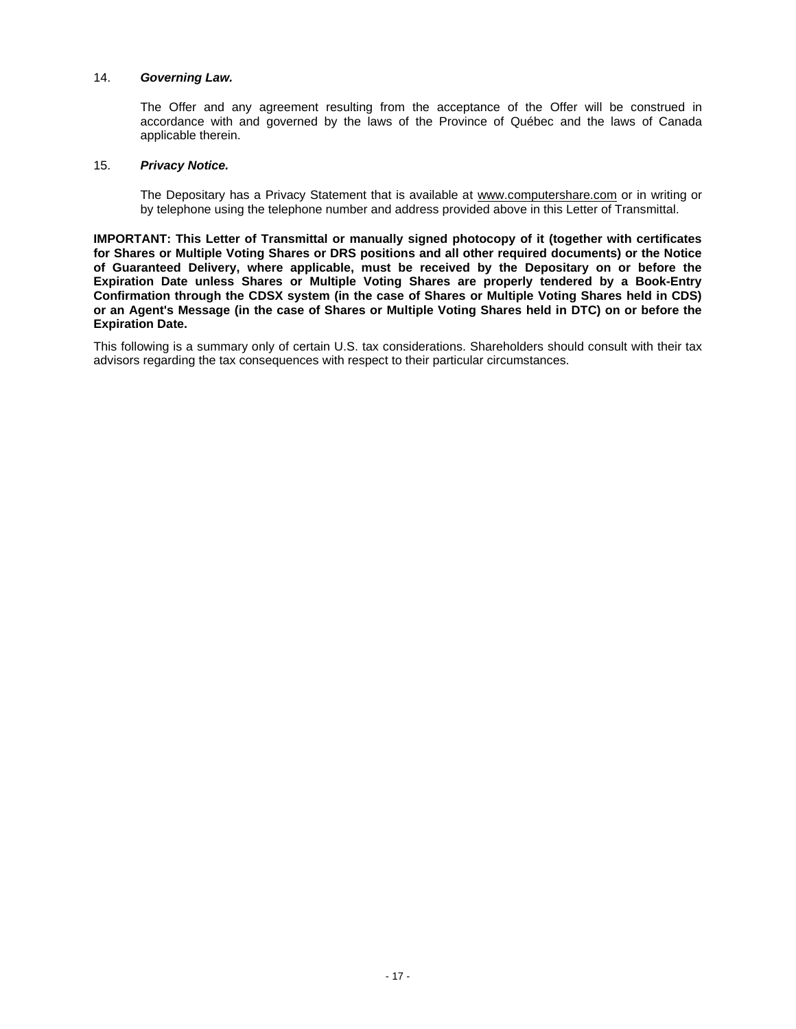14. ***Governing Law.***

The Offer and any agreement resulting from the acceptance of the Offer will be construed in accordance with and governed by the laws of the Province of Québec and the laws of Canada applicable therein.

15. ***Privacy Notice.***

The Depositary has a Privacy Statement that is available at www.computershare.com or in writing or by telephone using the telephone number and address provided above in this Letter of Transmittal.

**IMPORTANT: This Letter of Transmittal or manually signed photocopy of it (together with certificates for Shares or Multiple Voting Shares or DRS positions and all other required documents) or the Notice of Guaranteed Delivery, where applicable, must be received by the Depositary on or before the Expiration Date unless Shares or Multiple Voting Shares are properly tendered by a Book-Entry Confirmation through the CDSX system (in the case of Shares or Multiple Voting Shares held in CDS) or an Agent's Message (in the case of Shares or Multiple Voting Shares held in DTC) on or before the Expiration Date.**

This following is a summary only of certain U.S. tax considerations. Shareholders should consult with their tax advisors regarding the tax consequences with respect to their particular circumstances.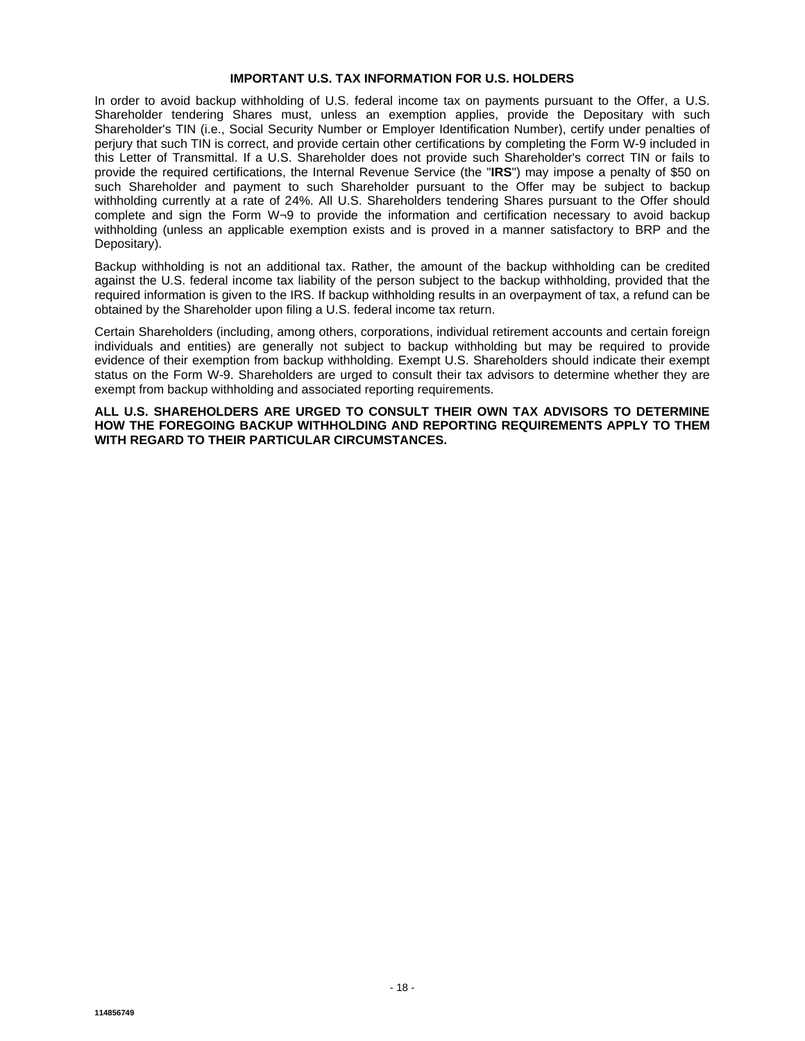## IMPORTANT U.S. TAX INFORMATION FOR U.S. HOLDERS

In order to avoid backup withholding of U.S. federal income tax on payments pursuant to the Offer, a U.S. Shareholder tendering Shares must, unless an exemption applies, provide the Depositary with such Shareholder's TIN (i.e., Social Security Number or Employer Identification Number), certify under penalties of perjury that such TIN is correct, and provide certain other certifications by completing the Form W-9 included in this Letter of Transmittal. If a U.S. Shareholder does not provide such Shareholder's correct TIN or fails to provide the required certifications, the Internal Revenue Service (the "**IRS**") may impose a penalty of $50 on such Shareholder and payment to such Shareholder pursuant to the Offer may be subject to backup withholding currently at a rate of 24%. All U.S. Shareholders tendering Shares pursuant to the Offer should complete and sign the Form W¬9 to provide the information and certification necessary to avoid backup withholding (unless an applicable exemption exists and is proved in a manner satisfactory to BRP and the Depositary).

Backup withholding is not an additional tax. Rather, the amount of the backup withholding can be credited against the U.S. federal income tax liability of the person subject to the backup withholding, provided that the required information is given to the IRS. If backup withholding results in an overpayment of tax, a refund can be obtained by the Shareholder upon filing a U.S. federal income tax return.

Certain Shareholders (including, among others, corporations, individual retirement accounts and certain foreign individuals and entities) are generally not subject to backup withholding but may be required to provide evidence of their exemption from backup withholding. Exempt U.S. Shareholders should indicate their exempt status on the Form W-9. Shareholders are urged to consult their tax advisors to determine whether they are exempt from backup withholding and associated reporting requirements.

**ALL U.S. SHAREHOLDERS ARE URGED TO CONSULT THEIR OWN TAX ADVISORS TO DETERMINE HOW THE FOREGOING BACKUP WITHHOLDING AND REPORTING REQUIREMENTS APPLY TO THEM WITH REGARD TO THEIR PARTICULAR CIRCUMSTANCES.**